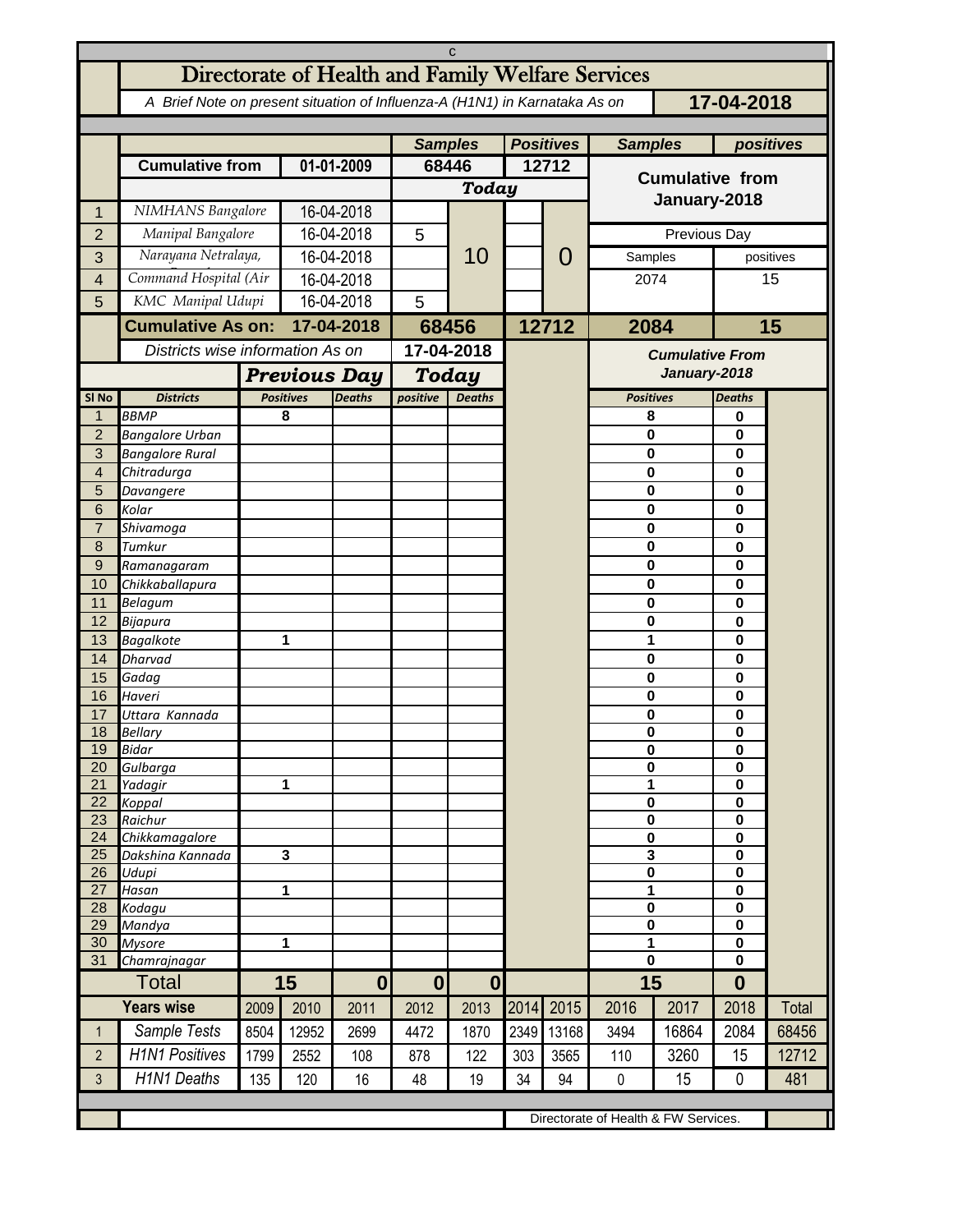c

# Directorate of Health and Family Welfare Services

*A Brief Note on present situation of Influenza-A (H1N1) in Karnataka As on* **17-04-2018**

| | | | Samples | | Positives | | Samples | positives |
|---|---|---|---|---|---|---|---|---|
| | **Cumulative from** | **01-01-2009** | **68446** | | **12712** | | **Cumulative from January-2018** | |
| | | | ***Today*** | | | | | |
| 1 | *NIMHANS Bangalore* | 16-04-2018 | | 10 | | 0 | | |
| 2 | *Manipal Bangalore* | 16-04-2018 | 5 | | | | Previous Day | |
| 3 | *Narayana Netralaya,* | 16-04-2018 | | | | | Samples | positives |
| 4 | *Command Hospital (Air* | 16-04-2018 | | | | | 2074 | 15 |
| 5 | *KMC Manipal Udupi* | 16-04-2018 | 5 | | | | | |
| | **Cumulative As on:** | **17-04-2018** | **68456** | | **12712** | | **2084** | **15** |

| | *Districts wise information As on* | **17-04-2018** | | | | | |
|---|---|---|---|---|---|---|---|
| | | ***Previous Day*** | | ***Today*** | | ***Cumulative From January-2018*** | |
| **Sl No** | **Districts** | **Positives** | **Deaths** | **positive** | **Deaths** | **Positives** | **Deaths** |
| 1 | *BBMP* | 8 | | | | 8 | 0 |
| 2 | *Bangalore Urban* | | | | | 0 | 0 |
| 3 | *Bangalore Rural* | | | | | 0 | 0 |
| 4 | *Chitradurga* | | | | | 0 | 0 |
| 5 | *Davangere* | | | | | 0 | 0 |
| 6 | *Kolar* | | | | | 0 | 0 |
| 7 | *Shivamoga* | | | | | 0 | 0 |
| 8 | *Tumkur* | | | | | 0 | 0 |
| 9 | *Ramanagaram* | | | | | 0 | 0 |
| 10 | *Chikkaballapura* | | | | | 0 | 0 |
| 11 | *Belagum* | | | | | 0 | 0 |
| 12 | *Bijapura* | | | | | 0 | 0 |
| 13 | *Bagalkote* | 1 | | | | 1 | 0 |
| 14 | *Dharvad* | | | | | 0 | 0 |
| 15 | *Gadag* | | | | | 0 | 0 |
| 16 | *Haveri* | | | | | 0 | 0 |
| 17 | *Uttara Kannada* | | | | | 0 | 0 |
| 18 | *Bellary* | | | | | 0 | 0 |
| 19 | *Bidar* | | | | | 0 | 0 |
| 20 | *Gulbarga* | | | | | 0 | 0 |
| 21 | *Yadagir* | 1 | | | | 1 | 0 |
| 22 | *Koppal* | | | | | 0 | 0 |
| 23 | *Raichur* | | | | | 0 | 0 |
| 24 | *Chikkamagalore* | | | | | 0 | 0 |
| 25 | *Dakshina Kannada* | 3 | | | | 3 | 0 |
| 26 | *Udupi* | | | | | 0 | 0 |
| 27 | *Hasan* | 1 | | | | 1 | 0 |
| 28 | *Kodagu* | | | | | 0 | 0 |
| 29 | *Mandya* | | | | | 0 | 0 |
| 30 | *Mysore* | 1 | | | | 1 | 0 |
| 31 | *Chamrajnagar* | | | | | 0 | 0 |
| | **Total** | **15** | **0** | **0** | **0** | **15** | **0** |

| **Years wise** | 2009 | 2010 | 2011 | 2012 | 2013 | 2014 | 2015 | 2016 | 2017 | 2018 | Total |
|---|---|---|---|---|---|---|---|---|---|---|---|
| 1 *Sample Tests* | 8504 | 12952 | 2699 | 4472 | 1870 | 2349 | 13168 | 3494 | 16864 | 2084 | 68456 |
| 2 *H1N1 Positives* | 1799 | 2552 | 108 | 878 | 122 | 303 | 3565 | 110 | 3260 | 15 | 12712 |
| 3 *H1N1 Deaths* | 135 | 120 | 16 | 48 | 19 | 34 | 94 | 0 | 15 | 0 | 481 |

Directorate of Health & FW Services.